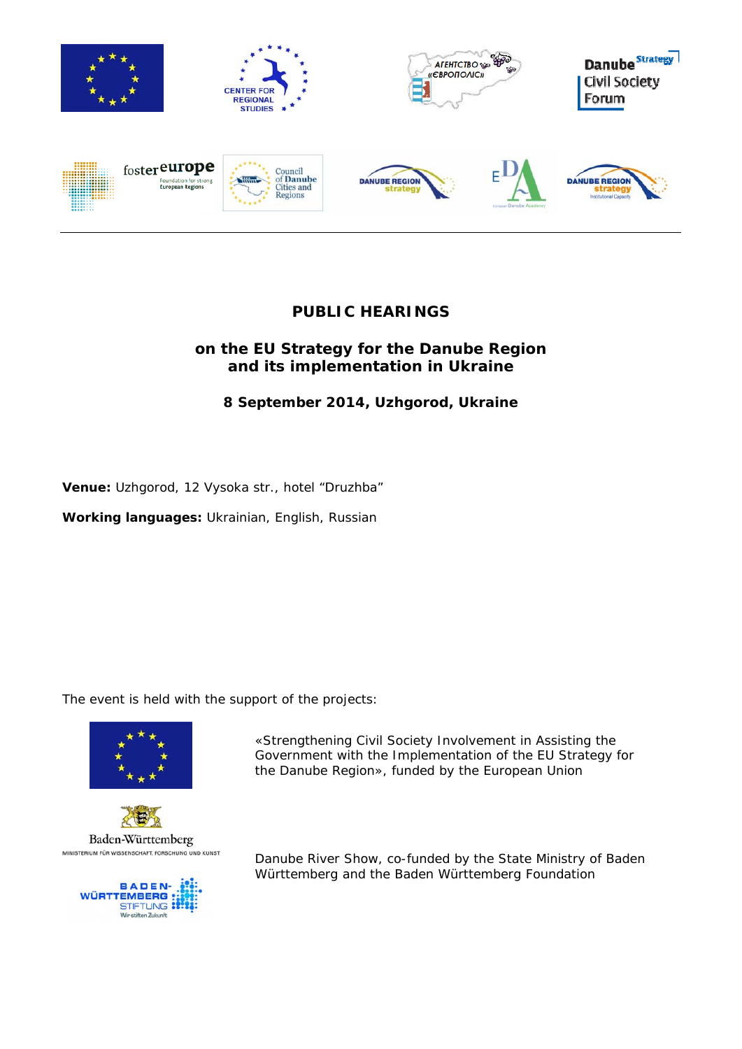# PUBLIC HEARINGS

## on the EU Strategy for the Danube Region and its implementation in Ukraine

**8 September 2014, Uzhgorod, Ukraine**

**Venue:** Uzhgorod, 12 Vysoka str., hotel "Druzhba"

**Working languages:** Ukrainian, English, Russian

The event is held with the support of the projects:

«Strengthening Civil Society Involvement in Assisting the Government with the Implementation of the EU Strategy for the Danube Region», funded by the European Union

Danube River Show, co-funded by the State Ministry of Baden Württemberg and the Baden Württemberg Foundation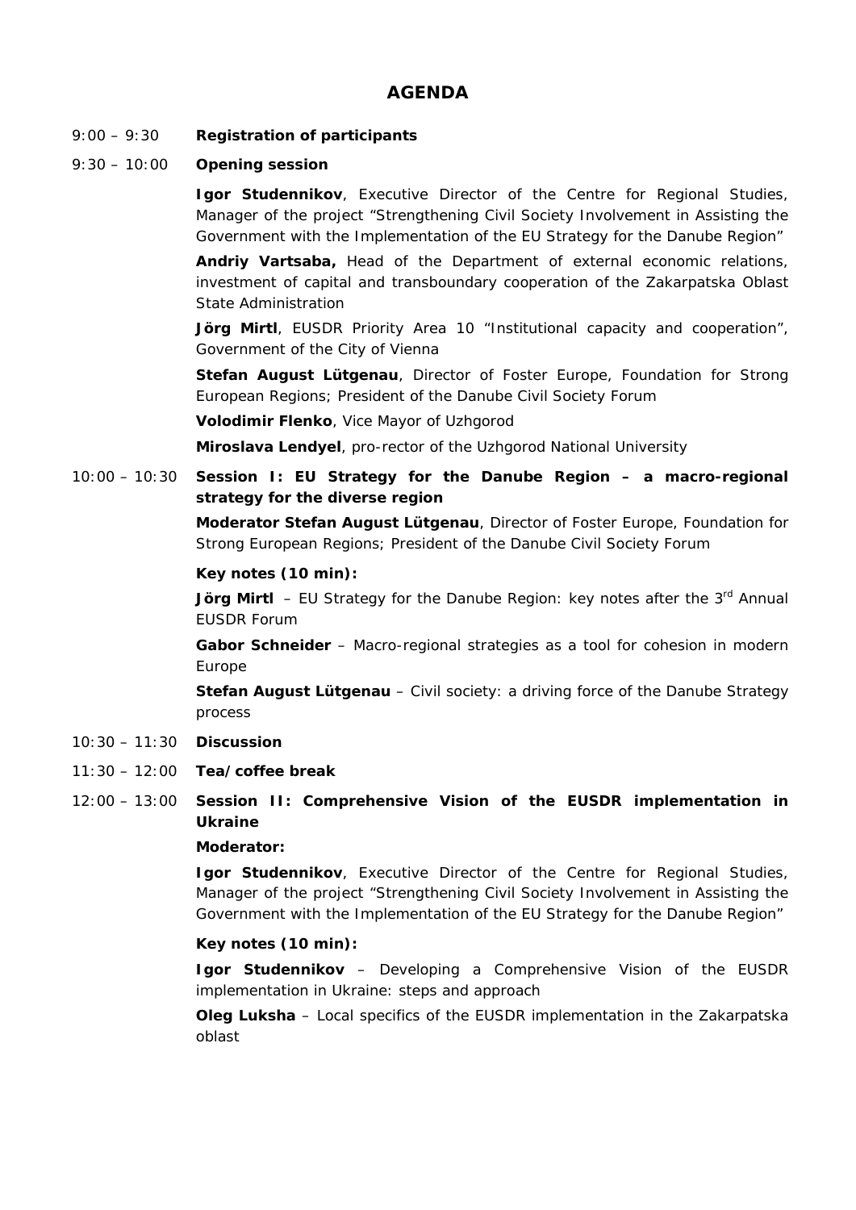# AGENDA

9:00 – 9:30 **Registration of participants**

9:30 – 10:00 **Opening session**

**Igor Studennikov**, Executive Director of the Centre for Regional Studies, Manager of the project "Strengthening Civil Society Involvement in Assisting the Government with the Implementation of the EU Strategy for the Danube Region"

**Andriy Vartsaba,** Head of the Department of external economic relations, investment of capital and transboundary cooperation of the Zakarpatska Oblast State Administration

**Jörg Mirtl**, EUSDR Priority Area 10 "Institutional capacity and cooperation", Government of the City of Vienna

**Stefan August Lütgenau**, Director of Foster Europe, Foundation for Strong European Regions; President of the Danube Civil Society Forum

**Volodimir Flenko**, Vice Mayor of Uzhgorod

**Miroslava Lendyel**, pro-rector of the Uzhgorod National University

10:00 – 10:30 **Session I: EU Strategy for the Danube Region – a macro-regional strategy for the diverse region**

**Moderator Stefan August Lütgenau**, Director of Foster Europe, Foundation for Strong European Regions; President of the Danube Civil Society Forum

**Key notes (10 min):**

**Jörg Mirtl** – EU Strategy for the Danube Region: key notes after the 3rd Annual EUSDR Forum

**Gabor Schneider** – Macro-regional strategies as a tool for cohesion in modern Europe

**Stefan August Lütgenau** – Civil society: a driving force of the Danube Strategy process

10:30 – 11:30 **Discussion**

11:30 – 12:00 **Tea/coffee break**

12:00 – 13:00 **Session II: Comprehensive Vision of the EUSDR implementation in Ukraine**

**Moderator:**

**Igor Studennikov**, Executive Director of the Centre for Regional Studies, Manager of the project "Strengthening Civil Society Involvement in Assisting the Government with the Implementation of the EU Strategy for the Danube Region"

**Key notes (10 min):**

**Igor Studennikov** – Developing a Comprehensive Vision of the EUSDR implementation in Ukraine: steps and approach

**Oleg Luksha** – Local specifics of the EUSDR implementation in the Zakarpatska oblast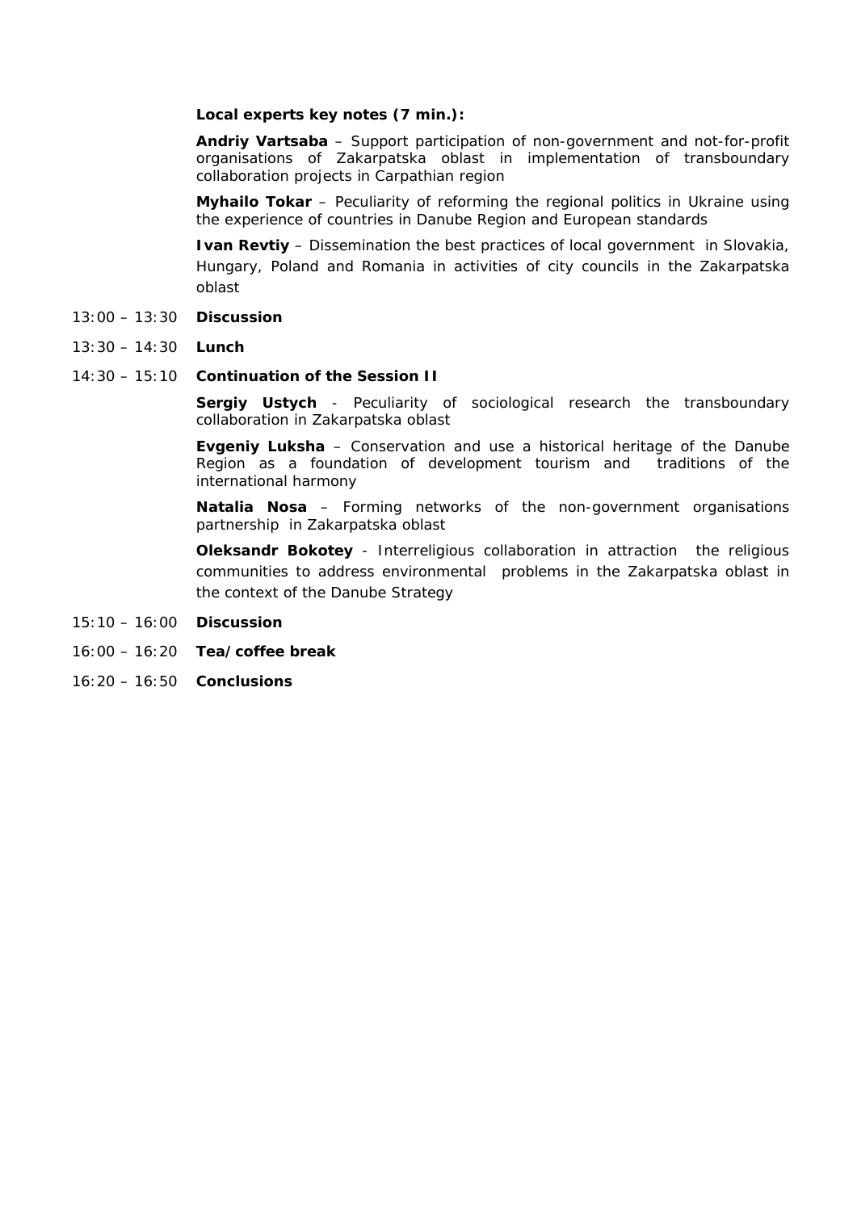**Local experts key notes (7 min.):**

**Andriy Vartsaba** – Support participation of non-government and not-for-profit organisations of Zakarpatska oblast in implementation of transboundary collaboration projects in Carpathian region

**Myhailo Tokar** – Peculiarity of reforming the regional politics in Ukraine using the experience of countries in Danube Region and European standards

**Ivan Revtiy** – Dissemination the best practices of local government in Slovakia, Hungary, Poland and Romania in activities of city councils in the Zakarpatska oblast

13:00 – 13:30 **Discussion**

13:30 – 14:30 **Lunch**

14:30 – 15:10 **Continuation of the Session II**

**Sergiy Ustych** - Peculiarity of sociological research the transboundary collaboration in Zakarpatska oblast

**Evgeniy Luksha** – Conservation and use a historical heritage of the Danube Region as a foundation of development tourism and traditions of the international harmony

**Natalia Nosa** – Forming networks of the non-government organisations partnership in Zakarpatska oblast

**Oleksandr Bokotey** - Interreligious collaboration in attraction the religious communities to address environmental problems in the Zakarpatska oblast in the context of the Danube Strategy

15:10 – 16:00 **Discussion**

16:00 – 16:20 **Tea/coffee break**

16:20 – 16:50 **Conclusions**